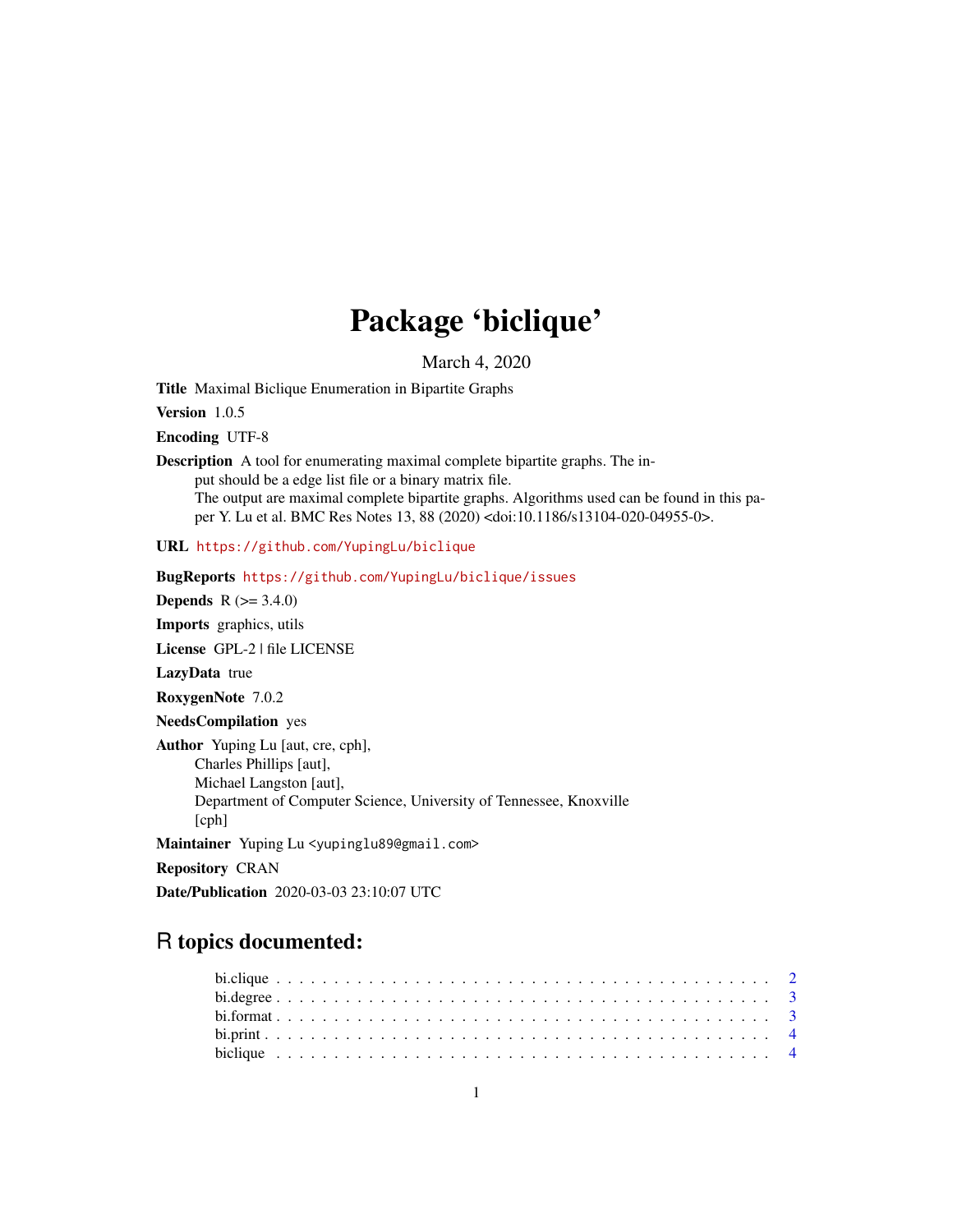# Package 'biclique'

March 4, 2020

**Title** Maximal Biclique Enumeration in Bipartite Graphs

**Version** 1.0.5

**Encoding** UTF-8

**Description** A tool for enumerating maximal complete bipartite graphs. The input should be a edge list file or a binary matrix file.
The output are maximal complete bipartite graphs. Algorithms used can be found in this paper Y. Lu et al. BMC Res Notes 13, 88 (2020) <doi:10.1186/s13104-020-04955-0>.

**URL** https://github.com/YupingLu/biclique

**BugReports** https://github.com/YupingLu/biclique/issues

**Depends** R (>= 3.4.0)

**Imports** graphics, utils

**License** GPL-2 | file LICENSE

**LazyData** true

**RoxygenNote** 7.0.2

**NeedsCompilation** yes

**Author** Yuping Lu [aut, cre, cph],
Charles Phillips [aut],
Michael Langston [aut],
Department of Computer Science, University of Tennessee, Knoxville [cph]

**Maintainer** Yuping Lu <yupinglu89@gmail.com>

**Repository** CRAN

**Date/Publication** 2020-03-03 23:10:07 UTC

## R topics documented:

bi.clique . . . . . . . . . . . . . . . . . . . . . . . . . . . . . . . . . . . . . . . . 2
bi.degree . . . . . . . . . . . . . . . . . . . . . . . . . . . . . . . . . . . . . . . . 3
bi.format . . . . . . . . . . . . . . . . . . . . . . . . . . . . . . . . . . . . . . . . 3
bi.print . . . . . . . . . . . . . . . . . . . . . . . . . . . . . . . . . . . . . . . . . 4
biclique . . . . . . . . . . . . . . . . . . . . . . . . . . . . . . . . . . . . . . . . . 4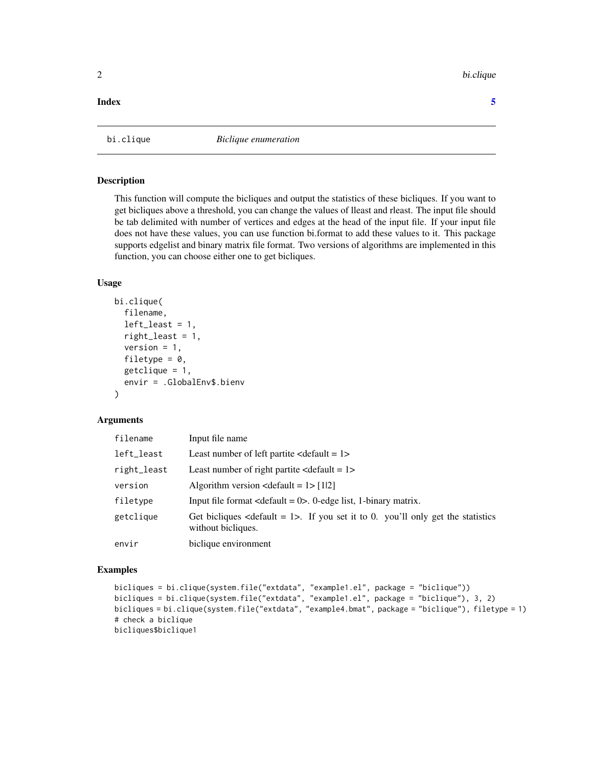**Index** 5

---

`bi.clique` *Biclique enumeration*

---

## Description

This function will compute the bicliques and output the statistics of these bicliques. If you want to get bicliques above a threshold, you can change the values of lleast and rleast. The input file should be tab delimited with number of vertices and edges at the head of the input file. If your input file does not have these values, you can use function bi.format to add these values to it. This package supports edgelist and binary matrix file format. Two versions of algorithms are implemented in this function, you can choose either one to get bicliques.

## Usage

```
bi.clique(
  filename,
  left_least = 1,
  right_least = 1,
  version = 1,
  filetype = 0,
  getclique = 1,
  envir = .GlobalEnv$.bienv
)
```

## Arguments

| | |
|---|---|
| `filename` | Input file name |
| `left_least` | Least number of left partite <default = 1> |
| `right_least` | Least number of right partite <default = 1> |
| `version` | Algorithm version <default = 1> [1\|2] |
| `filetype` | Input file format <default = 0>. 0-edge list, 1-binary matrix. |
| `getclique` | Get bicliques <default = 1>. If you set it to 0. you'll only get the statistics without bicliques. |
| `envir` | biclique environment |

## Examples

```
bicliques = bi.clique(system.file("extdata", "example1.el", package = "biclique"))
bicliques = bi.clique(system.file("extdata", "example1.el", package = "biclique"), 3, 2)
bicliques = bi.clique(system.file("extdata", "example4.bmat", package = "biclique"), filetype = 1)
# check a biclique
bicliques$biclique1
```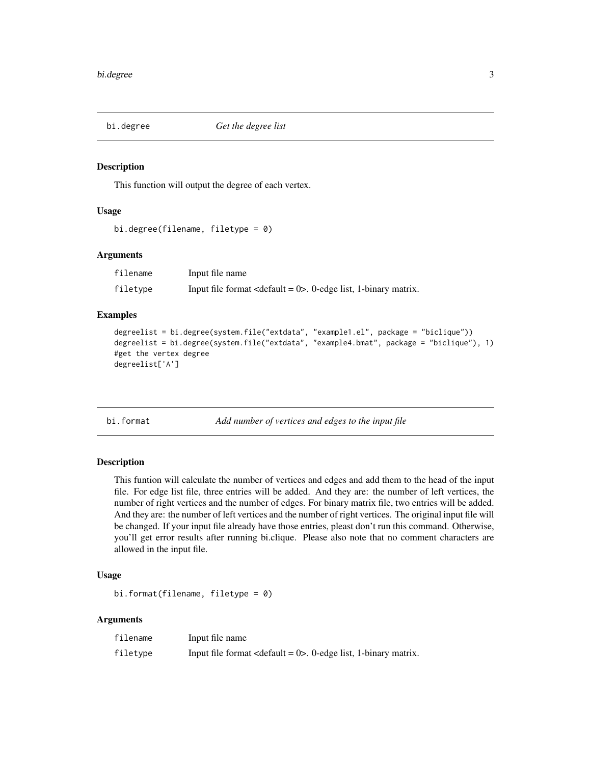## bi.degree — *Get the degree list*

### Description

This function will output the degree of each vertex.

### Usage

```
bi.degree(filename, filetype = 0)
```

### Arguments

| | |
|---|---|
| filename | Input file name |
| filetype | Input file format <default = 0>. 0-edge list, 1-binary matrix. |

### Examples

```
degreelist = bi.degree(system.file("extdata", "example1.el", package = "biclique"))
degreelist = bi.degree(system.file("extdata", "example4.bmat", package = "biclique"), 1)
#get the vertex degree
degreelist['A']
```

## bi.format — *Add number of vertices and edges to the input file*

### Description

This funtion will calculate the number of vertices and edges and add them to the head of the input file. For edge list file, three entries will be added. And they are: the number of left vertices, the number of right vertices and the number of edges. For binary matrix file, two entries will be added. And they are: the number of left vertices and the number of right vertices. The original input file will be changed. If your input file already have those entries, pleast don't run this command. Otherwise, you'll get error results after running bi.clique. Please also note that no comment characters are allowed in the input file.

### Usage

```
bi.format(filename, filetype = 0)
```

### Arguments

| | |
|---|---|
| filename | Input file name |
| filetype | Input file format <default = 0>. 0-edge list, 1-binary matrix. |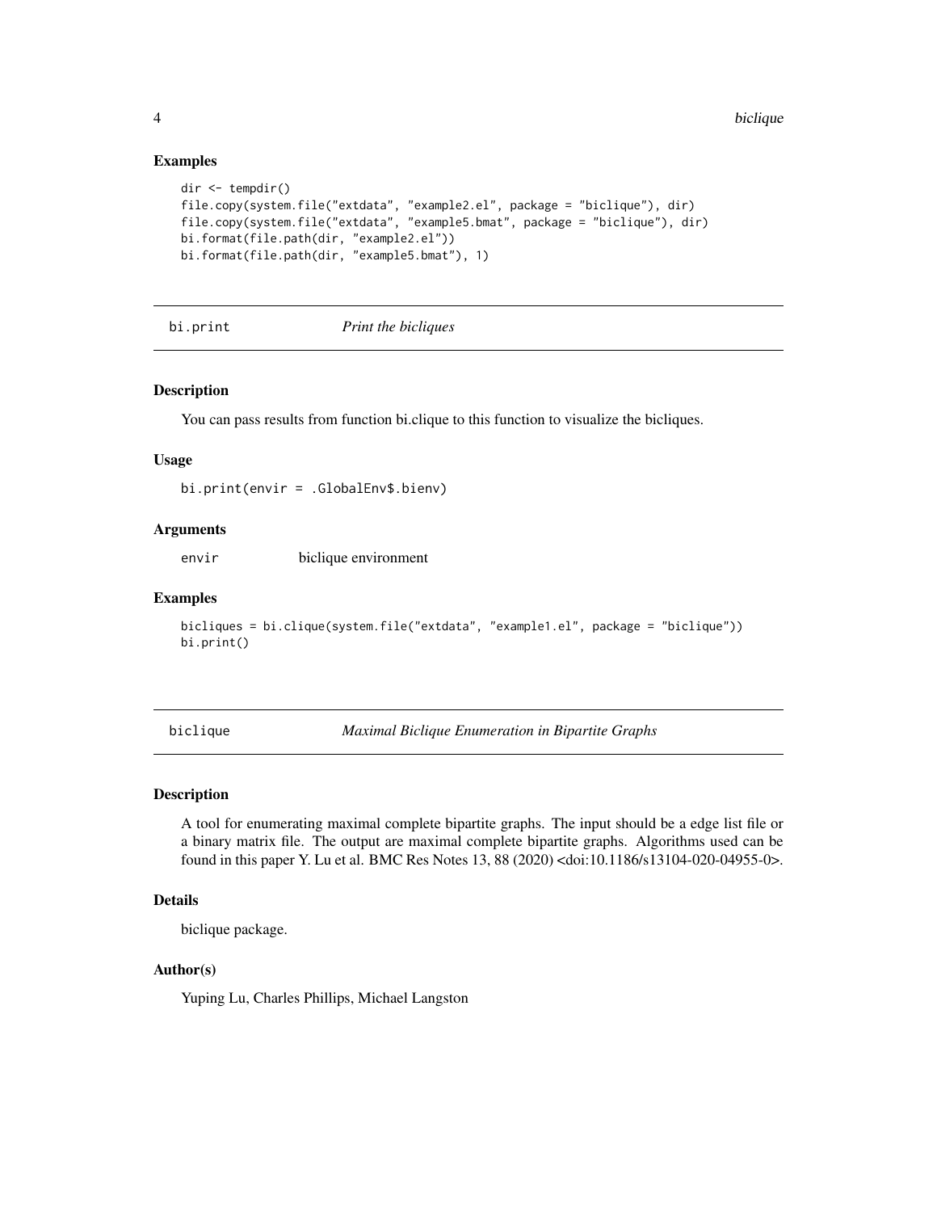### Examples

```
dir <- tempdir()
file.copy(system.file("extdata", "example2.el", package = "biclique"), dir)
file.copy(system.file("extdata", "example5.bmat", package = "biclique"), dir)
bi.format(file.path(dir, "example2.el"))
bi.format(file.path(dir, "example5.bmat"), 1)
```

## bi.print — *Print the bicliques*

### Description

You can pass results from function bi.clique to this function to visualize the bicliques.

### Usage

```
bi.print(envir = .GlobalEnv$.bienv)
```

### Arguments

| | |
|---|---|
| envir | biclique environment |

### Examples

```
bicliques = bi.clique(system.file("extdata", "example1.el", package = "biclique"))
bi.print()
```

## biclique — *Maximal Biclique Enumeration in Bipartite Graphs*

### Description

A tool for enumerating maximal complete bipartite graphs. The input should be a edge list file or a binary matrix file. The output are maximal complete bipartite graphs. Algorithms used can be found in this paper Y. Lu et al. BMC Res Notes 13, 88 (2020) <doi:10.1186/s13104-020-04955-0>.

### Details

biclique package.

### Author(s)

Yuping Lu, Charles Phillips, Michael Langston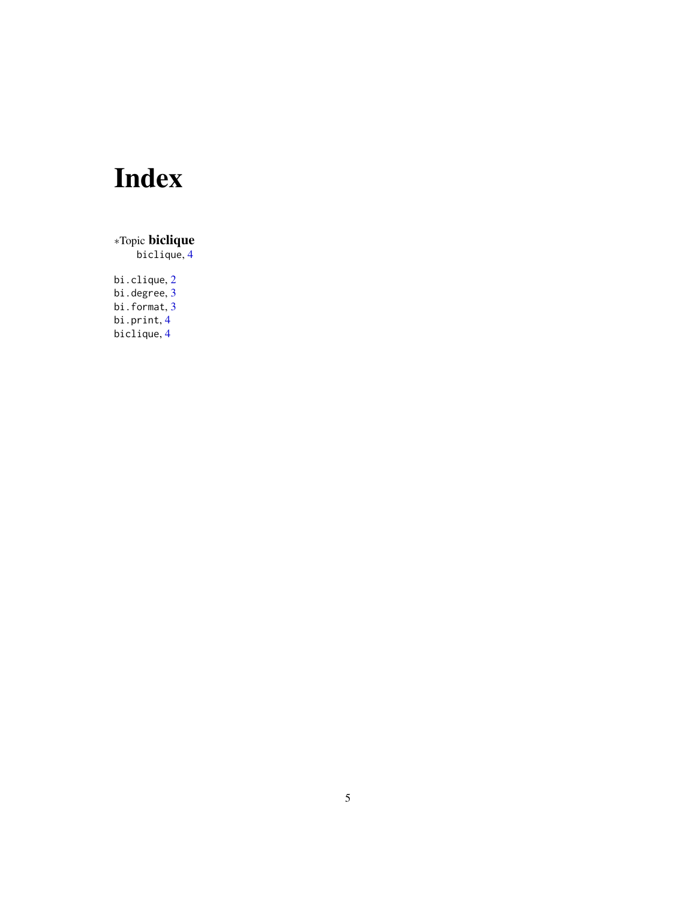# Index

*Topic **biclique**
    biclique, 4

bi.clique, 2
bi.degree, 3
bi.format, 3
bi.print, 4
biclique, 4